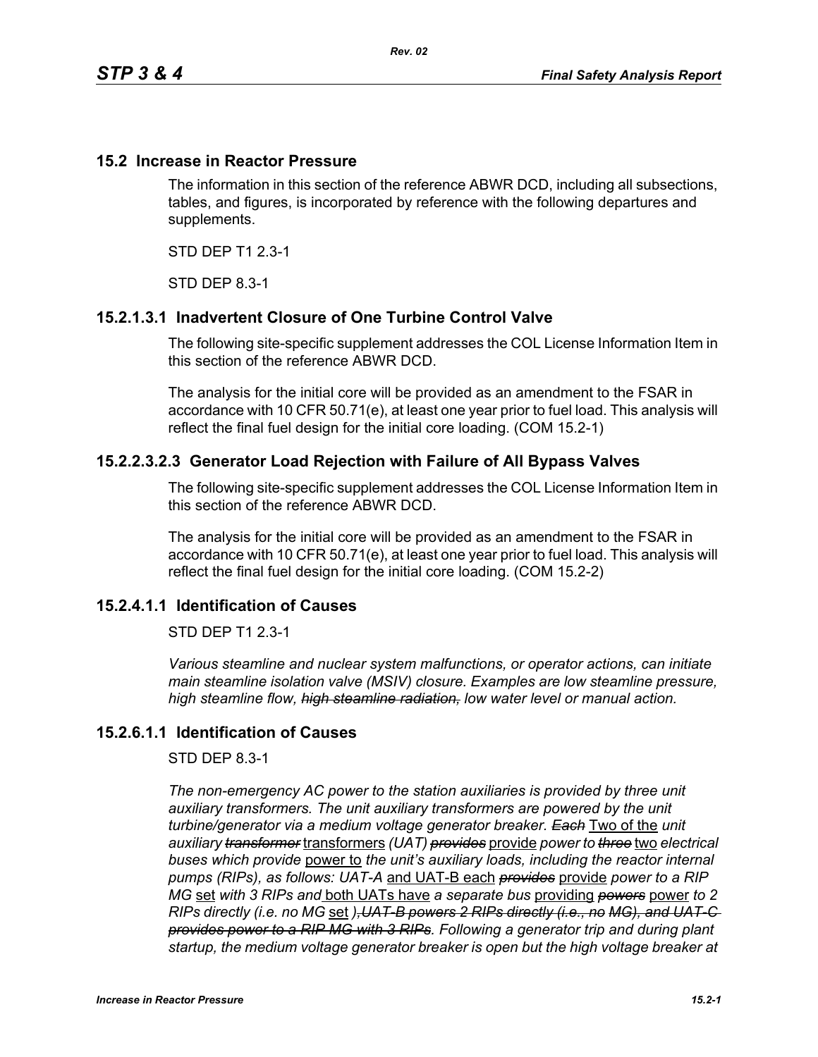## 15.2 Increase in Reactor Pressure

The information in this section of the reference ABWR DCD, including all subsections, tables, and figures, is incorporated by reference with the following departures and supplements.

STD DEP T1 2.3-1

STD DEP 8.3-1

### 15.2.1.3.1 Inadvertent Closure of One Turbine Control Valve

The following site-specific supplement addresses the COL License Information Item in this section of the reference ABWR DCD.

The analysis for the initial core will be provided as an amendment to the FSAR in accordance with 10 CFR 50.71(e), at least one year prior to fuel load. This analysis will reflect the final fuel design for the initial core loading. (COM 15.2-1)

### 15.2.2.3.2.3 Generator Load Rejection with Failure of All Bypass Valves

The following site-specific supplement addresses the COL License Information Item in this section of the reference ABWR DCD.

The analysis for the initial core will be provided as an amendment to the FSAR in accordance with 10 CFR 50.71(e), at least one year prior to fuel load. This analysis will reflect the final fuel design for the initial core loading. (COM 15.2-2)

### 15.2.4.1.1 Identification of Causes

STD DEP T1 2.3-1

*Various steamline and nuclear system malfunctions, or operator actions, can initiate main steamline isolation valve (MSIV) closure. Examples are low steamline pressure, high steamline flow, ~~high steamline radiation,~~ low water level or manual action.*

### 15.2.6.1.1 Identification of Causes

STD DEP 8.3-1

*The non-emergency AC power to the station auxiliaries is provided by three unit auxiliary transformers. The unit auxiliary transformers are powered by the unit turbine/generator via a medium voltage generator breaker. ~~Each~~* <u>Two of the</u> *unit auxiliary ~~transformer~~* <u>transformers</u> *(UAT) ~~provides~~* <u>provide</u> *power to ~~three~~* <u>two</u> *electrical buses which provide* <u>power to</u> *the unit's auxiliary loads, including the reactor internal pumps (RIPs), as follows: UAT-A* <u>and UAT-B each</u> *~~provides~~* <u>provide</u> *power to a RIP MG* <u>set</u> *with 3 RIPs and* <u>both UATs have</u> *a separate bus* <u>providing</u> *~~powers~~* <u>power</u> *to 2 RIPs directly (i.e. no MG* <u>set</u> *)~~, UAT-B powers 2 RIPs directly (i.e., no MG), and UAT-C provides power to a RIP MG with 3 RIPs~~. Following a generator trip and during plant startup, the medium voltage generator breaker is open but the high voltage breaker at*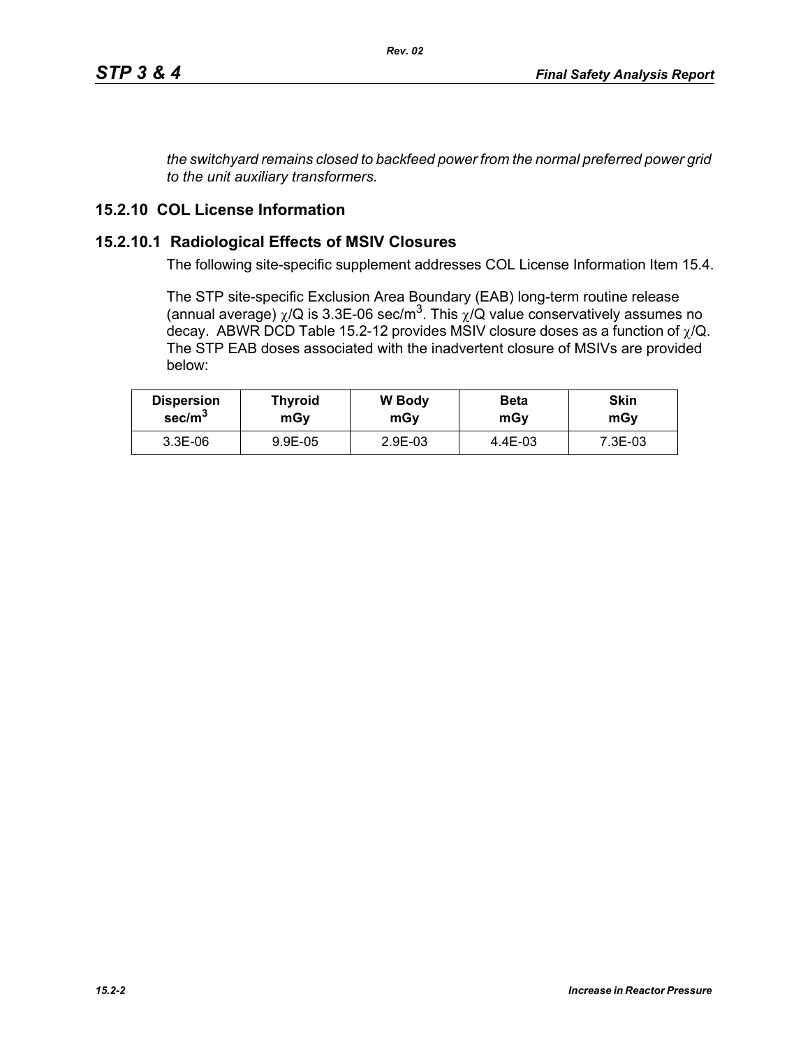*the switchyard remains closed to backfeed power from the normal preferred power grid to the unit auxiliary transformers.*

## 15.2.10 COL License Information

### 15.2.10.1 Radiological Effects of MSIV Closures

The following site-specific supplement addresses COL License Information Item 15.4.

The STP site-specific Exclusion Area Boundary (EAB) long-term routine release (annual average) $\chi$/Q is 3.3E-06 sec/m$^3$. This $\chi$/Q value conservatively assumes no decay. ABWR DCD Table 15.2-12 provides MSIV closure doses as a function of $\chi$/Q. The STP EAB doses associated with the inadvertent closure of MSIVs are provided below:

| Dispersion sec/m$^3$ | Thyroid mGy | W Body mGy | Beta mGy | Skin mGy |
|---|---|---|---|---|
| 3.3E-06 | 9.9E-05 | 2.9E-03 | 4.4E-03 | 7.3E-03 |